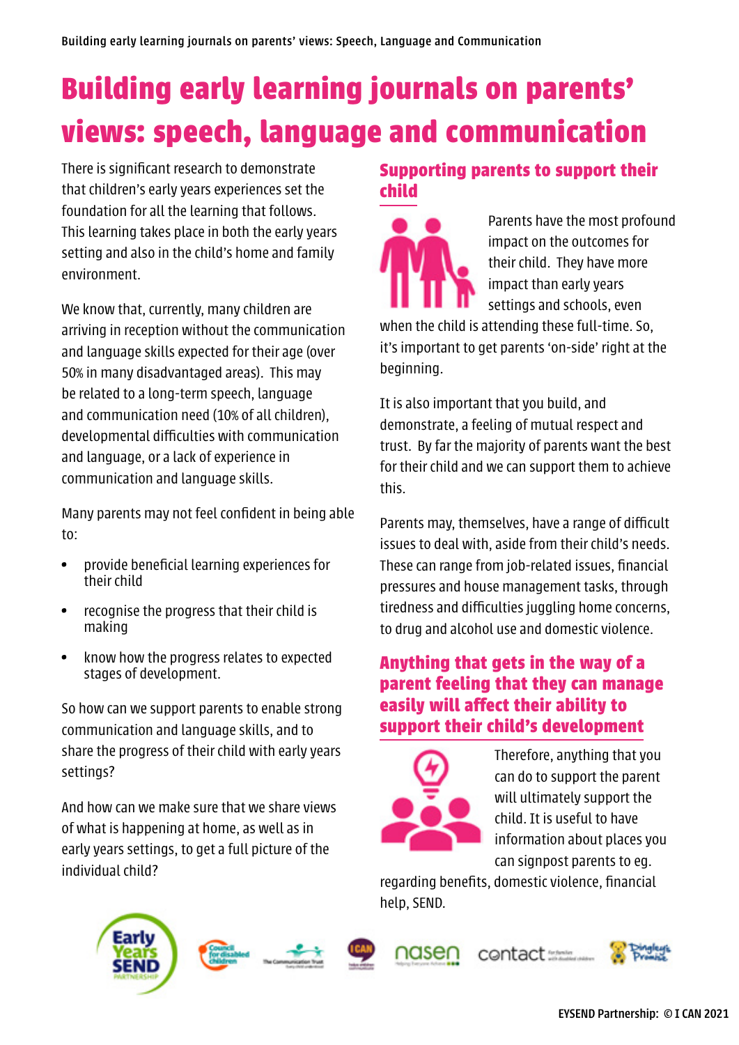# Building early learning journals on parents' views: speech, language and communication

There is significant research to demonstrate that children's early years experiences set the foundation for all the learning that follows. This learning takes place in both the early years setting and also in the child's home and family environment.

We know that, currently, many children are arriving in reception without the communication and language skills expected for their age (over 50% in many disadvantaged areas). This may be related to a long-term speech, language and communication need (10% of all children), developmental difficulties with communication and language, or a lack of experience in communication and language skills.

Many parents may not feel confident in being able to:

- provide beneficial learning experiences for their child
- recognise the progress that their child is making
- know how the progress relates to expected stages of development.

So how can we support parents to enable strong communication and language skills, and to share the progress of their child with early years settings?

And how can we make sure that we share views of what is happening at home, as well as in early years settings, to get a full picture of the individual child?

## Supporting parents to support their child

Parents have the most profound impact on the outcomes for their child. They have more impact than early years settings and schools, even when the child is attending these full-time. So, it's important to get parents 'on-side' right at the beginning.

It is also important that you build, and demonstrate, a feeling of mutual respect and trust. By far the majority of parents want the best for their child and we can support them to achieve this.

Parents may, themselves, have a range of difficult issues to deal with, aside from their child's needs. These can range from job-related issues, financial pressures and house management tasks, through tiredness and difficulties juggling home concerns, to drug and alcohol use and domestic violence.

## Anything that gets in the way of a parent feeling that they can manage easily will affect their ability to support their child's development

Therefore, anything that you can do to support the parent will ultimately support the child. It is useful to have information about places you can signpost parents to eg. regarding benefits, domestic violence, financial help, SEND.

EYSEND Partnership: © I CAN 2021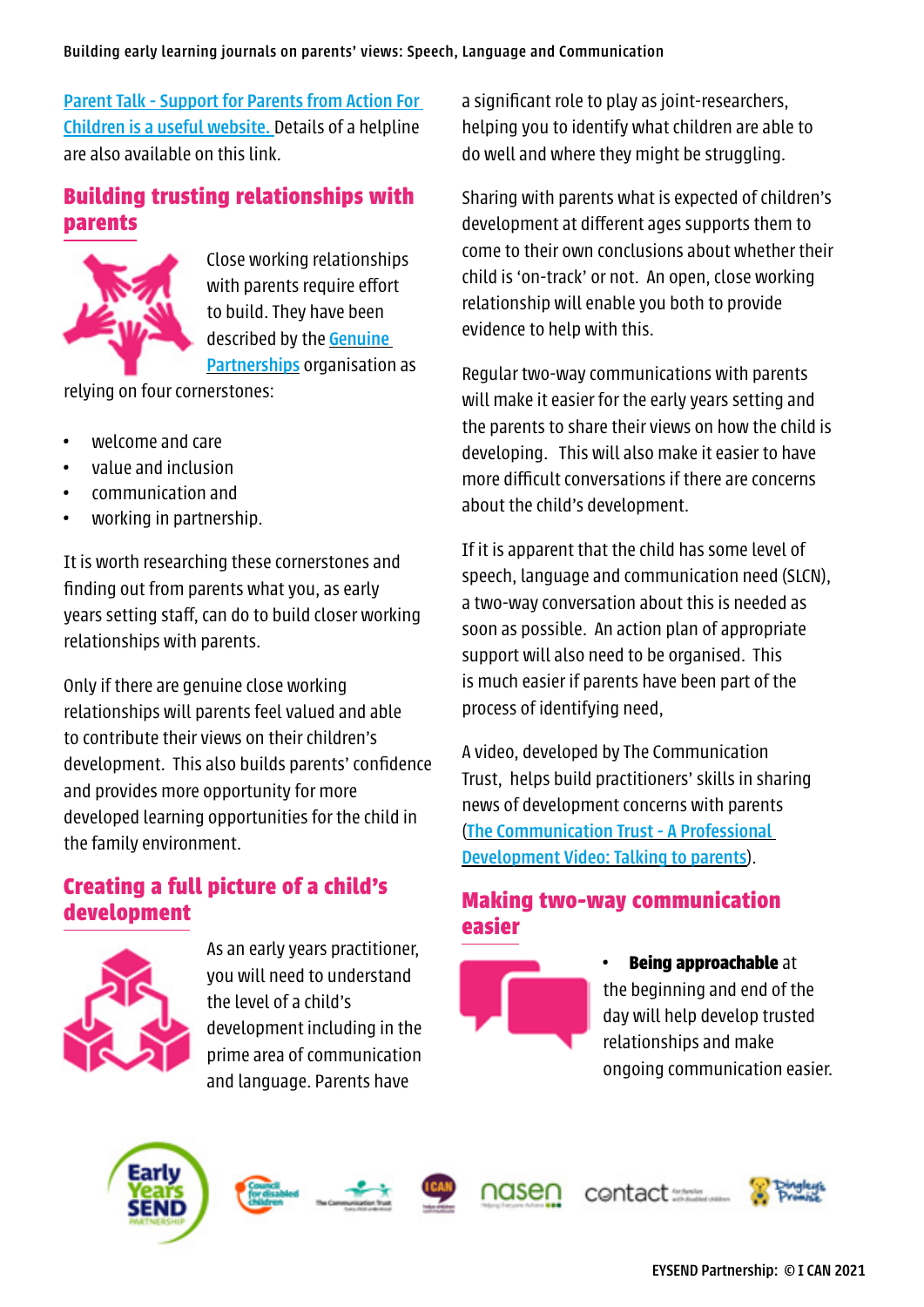[Parent Talk - Support for Parents from Action For Children is a useful website.](#) Details of a helpline are also available on this link.

## Building trusting relationships with parents

Close working relationships with parents require effort to build. They have been described by the [Genuine Partnerships](#) organisation as relying on four cornerstones:

- welcome and care
- value and inclusion
- communication and
- working in partnership.

It is worth researching these cornerstones and finding out from parents what you, as early years setting staff, can do to build closer working relationships with parents.

Only if there are genuine close working relationships will parents feel valued and able to contribute their views on their children's development. This also builds parents' confidence and provides more opportunity for more developed learning opportunities for the child in the family environment.

## Creating a full picture of a child's development

As an early years practitioner, you will need to understand the level of a child's development including in the prime area of communication and language. Parents have a significant role to play as joint-researchers, helping you to identify what children are able to do well and where they might be struggling.

Sharing with parents what is expected of children's development at different ages supports them to come to their own conclusions about whether their child is 'on-track' or not. An open, close working relationship will enable you both to provide evidence to help with this.

Regular two-way communications with parents will make it easier for the early years setting and the parents to share their views on how the child is developing. This will also make it easier to have more difficult conversations if there are concerns about the child's development.

If it is apparent that the child has some level of speech, language and communication need (SLCN), a two-way conversation about this is needed as soon as possible. An action plan of appropriate support will also need to be organised. This is much easier if parents have been part of the process of identifying need,

A video, developed by The Communication Trust, helps build practitioners' skills in sharing news of development concerns with parents ([The Communication Trust - A Professional Development Video: Talking to parents](#)).

## Making two-way communication easier

- **Being approachable** at the beginning and end of the day will help develop trusted relationships and make ongoing communication easier.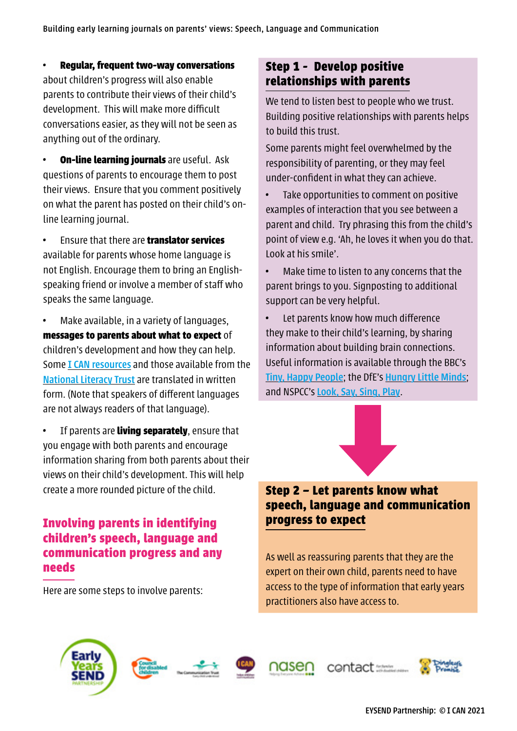- **Regular, frequent two-way conversations** about children's progress will also enable parents to contribute their views of their child's development. This will make more difficult conversations easier, as they will not be seen as anything out of the ordinary.

- **On-line learning journals** are useful. Ask questions of parents to encourage them to post their views. Ensure that you comment positively on what the parent has posted on their child's on-line learning journal.

- Ensure that there are **translator services** available for parents whose home language is not English. Encourage them to bring an English-speaking friend or involve a member of staff who speaks the same language.

- Make available, in a variety of languages, **messages to parents about what to expect** of children's development and how they can help. Some I CAN resources and those available from the National Literacy Trust are translated in written form. (Note that speakers of different languages are not always readers of that language).

- If parents are **living separately**, ensure that you engage with both parents and encourage information sharing from both parents about their views on their child's development. This will help create a more rounded picture of the child.

## Involving parents in identifying children's speech, language and communication progress and any needs

Here are some steps to involve parents:

### Step 1 - Develop positive relationships with parents

We tend to listen best to people who we trust. Building positive relationships with parents helps to build this trust.

Some parents might feel overwhelmed by the responsibility of parenting, or they may feel under-confident in what they can achieve.

- Take opportunities to comment on positive examples of interaction that you see between a parent and child. Try phrasing this from the child's point of view e.g. 'Ah, he loves it when you do that. Look at his smile'.

- Make time to listen to any concerns that the parent brings to you. Signposting to additional support can be very helpful.

- Let parents know how much difference they make to their child's learning, by sharing information about building brain connections. Useful information is available through the BBC's Tiny, Happy People; the DfE's Hungry Little Minds; and NSPCC's Look, Say, Sing, Play.

### Step 2 – Let parents know what speech, language and communication progress to expect

As well as reassuring parents that they are the expert on their own child, parents need to have access to the type of information that early years practitioners also have access to.

EYSEND Partnership: © I CAN 2021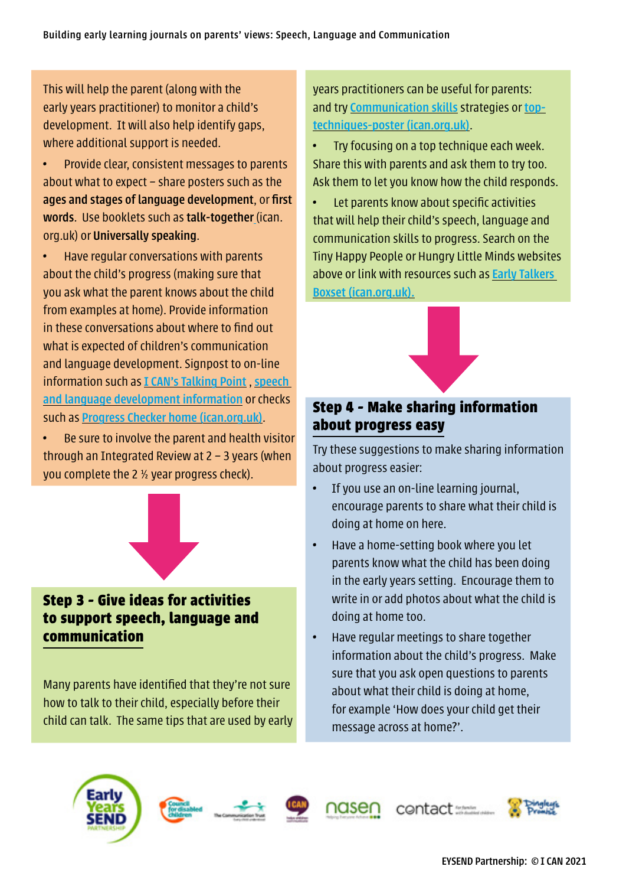This will help the parent (along with the early years practitioner) to monitor a child's development. It will also help identify gaps, where additional support is needed.

- Provide clear, consistent messages to parents about what to expect – share posters such as the **ages and stages of language development**, or **first words**. Use booklets such as **talk-together** (ican.org.uk) or **Universally speaking**.
- Have regular conversations with parents about the child's progress (making sure that you ask what the parent knows about the child from examples at home). Provide information in these conversations about where to find out what is expected of children's communication and language development. Signpost to on-line information such as I CAN's Talking Point , speech and language development information or checks such as Progress Checker home (ican.org.uk).
- Be sure to involve the parent and health visitor through an Integrated Review at 2 – 3 years (when you complete the 2 ½ year progress check).

## Step 3 - Give ideas for activities to support speech, language and communication

Many parents have identified that they're not sure how to talk to their child, especially before their child can talk. The same tips that are used by early years practitioners can be useful for parents: and try Communication skills strategies or top-techniques-poster (ican.org.uk).

- Try focusing on a top technique each week. Share this with parents and ask them to try too. Ask them to let you know how the child responds.
- Let parents know about specific activities that will help their child's speech, language and communication skills to progress. Search on the Tiny Happy People or Hungry Little Minds websites above or link with resources such as Early Talkers Boxset (ican.org.uk).

## Step 4 - Make sharing information about progress easy

Try these suggestions to make sharing information about progress easier:

- If you use an on-line learning journal, encourage parents to share what their child is doing at home on here.
- Have a home-setting book where you let parents know what the child has been doing in the early years setting. Encourage them to write in or add photos about what the child is doing at home too.
- Have regular meetings to share together information about the child's progress. Make sure that you ask open questions to parents about what their child is doing at home, for example 'How does your child get their message across at home?'.

EYSEND Partnership: © I CAN 2021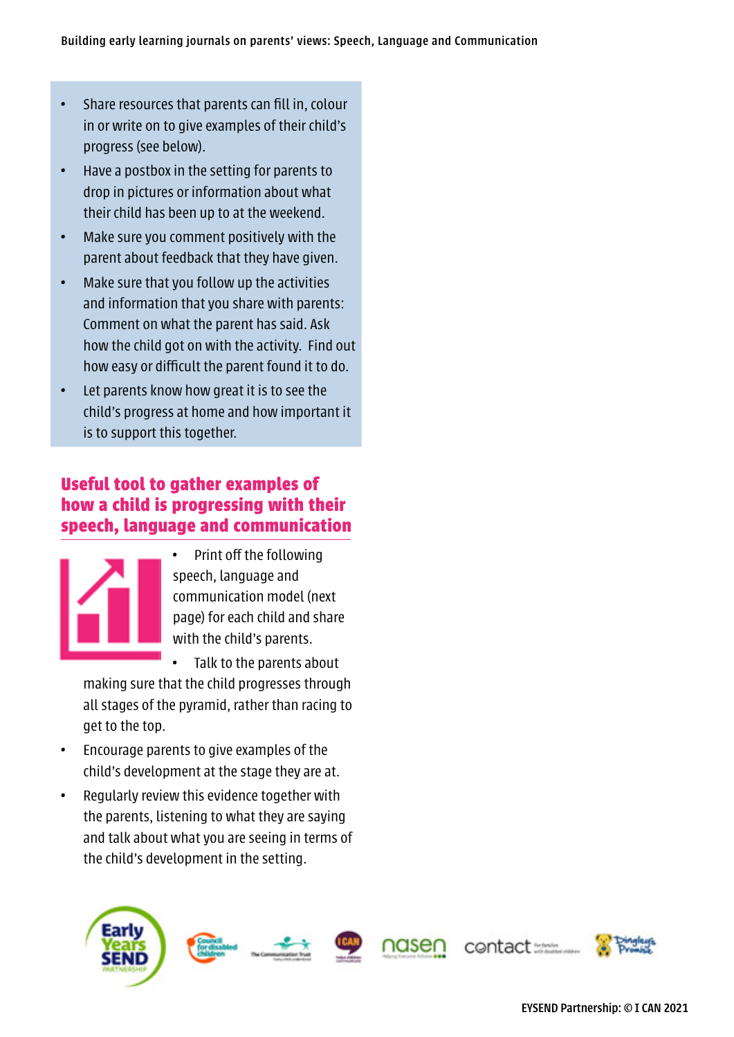- Share resources that parents can fill in, colour in or write on to give examples of their child's progress (see below).
- Have a postbox in the setting for parents to drop in pictures or information about what their child has been up to at the weekend.
- Make sure you comment positively with the parent about feedback that they have given.
- Make sure that you follow up the activities and information that you share with parents: Comment on what the parent has said. Ask how the child got on with the activity. Find out how easy or difficult the parent found it to do.
- Let parents know how great it is to see the child's progress at home and how important it is to support this together.

## Useful tool to gather examples of how a child is progressing with their speech, language and communication

- Print off the following speech, language and communication model (next page) for each child and share with the child's parents.
- Talk to the parents about making sure that the child progresses through all stages of the pyramid, rather than racing to get to the top.
- Encourage parents to give examples of the child's development at the stage they are at.
- Regularly review this evidence together with the parents, listening to what they are saying and talk about what you are seeing in terms of the child's development in the setting.

EYSEND Partnership: © I CAN 2021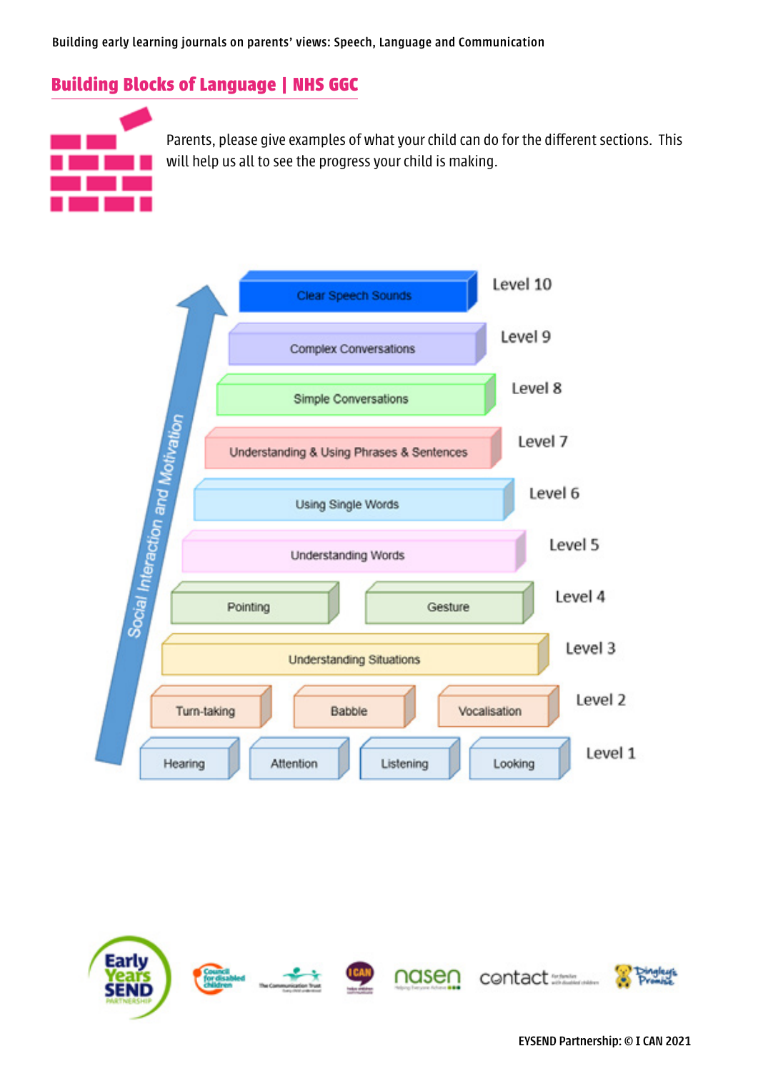## Building Blocks of Language | NHS GGC

Parents, please give examples of what your child can do for the different sections. This will help us all to see the progress your child is making.

Social Interaction and Motivation

Level 10 Clear Speech Sounds

Level 9 Complex Conversations

Level 8 Simple Conversations

Level 7 Understanding & Using Phrases & Sentences

Level 6 Using Single Words

Level 5 Understanding Words

Level 4 Pointing, Gesture

Level 3 Understanding Situations

Level 2 Turn-taking, Babble, Vocalisation

Level 1 Hearing, Attention, Listening, Looking

EYSEND Partnership: © I CAN 2021